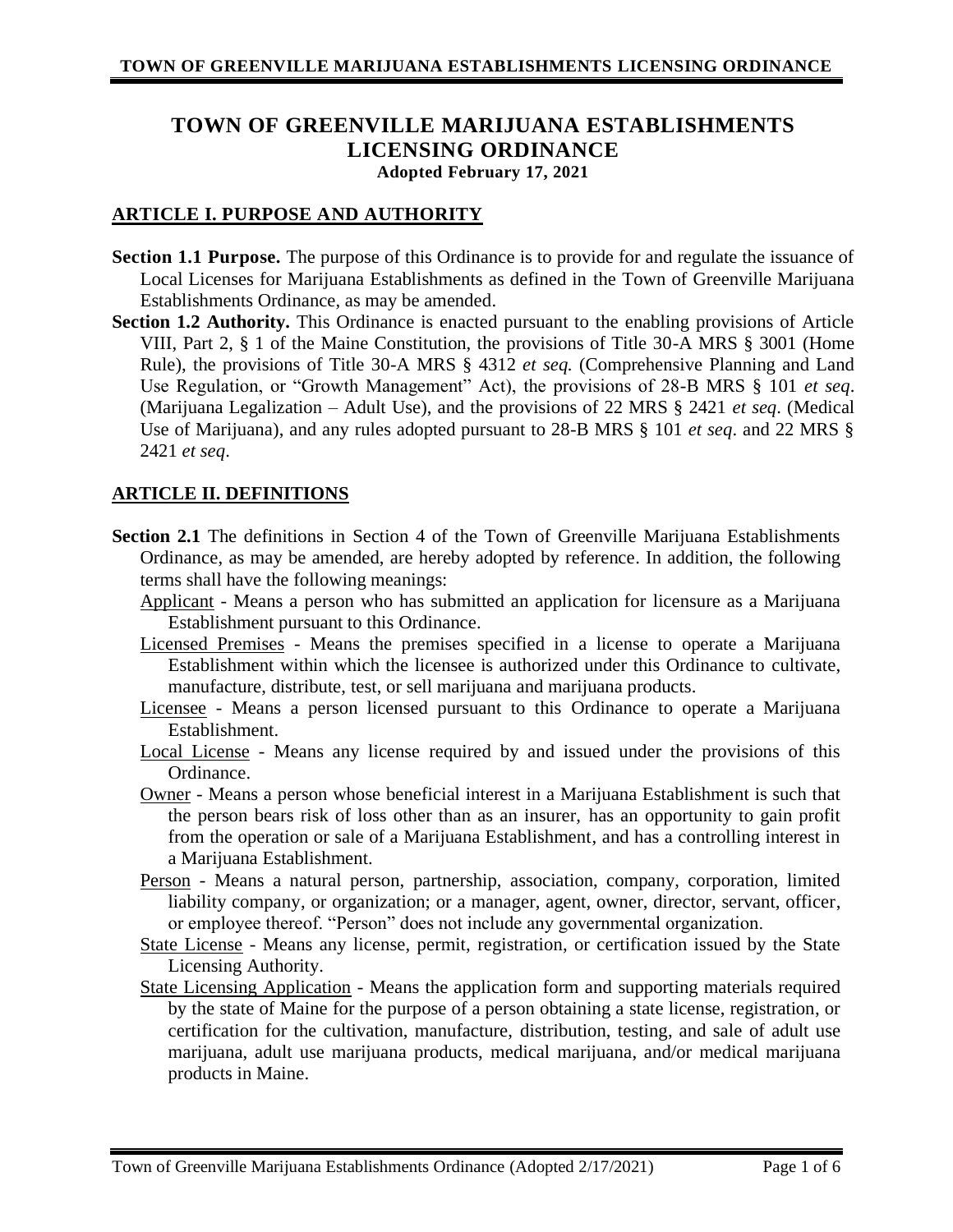# TOWN OF GREENVILLE MARIJUANA ESTABLISHMENTS LICENSING ORDINANCE

**Adopted February 17, 2021**

## ARTICLE I. PURPOSE AND AUTHORITY

**Section 1.1 Purpose.** The purpose of this Ordinance is to provide for and regulate the issuance of Local Licenses for Marijuana Establishments as defined in the Town of Greenville Marijuana Establishments Ordinance, as may be amended.

**Section 1.2 Authority.** This Ordinance is enacted pursuant to the enabling provisions of Article VIII, Part 2, § 1 of the Maine Constitution, the provisions of Title 30-A MRS § 3001 (Home Rule), the provisions of Title 30-A MRS § 4312 *et seq.* (Comprehensive Planning and Land Use Regulation, or "Growth Management" Act), the provisions of 28-B MRS § 101 *et seq*. (Marijuana Legalization – Adult Use), and the provisions of 22 MRS § 2421 *et seq*. (Medical Use of Marijuana), and any rules adopted pursuant to 28-B MRS § 101 *et seq*. and 22 MRS § 2421 *et seq*.

## ARTICLE II. DEFINITIONS

**Section 2.1** The definitions in Section 4 of the Town of Greenville Marijuana Establishments Ordinance, as may be amended, are hereby adopted by reference. In addition, the following terms shall have the following meanings:

<u>Applicant</u> - Means a person who has submitted an application for licensure as a Marijuana Establishment pursuant to this Ordinance.

<u>Licensed Premises</u> - Means the premises specified in a license to operate a Marijuana Establishment within which the licensee is authorized under this Ordinance to cultivate, manufacture, distribute, test, or sell marijuana and marijuana products.

<u>Licensee</u> - Means a person licensed pursuant to this Ordinance to operate a Marijuana Establishment.

<u>Local License</u> - Means any license required by and issued under the provisions of this Ordinance.

<u>Owner</u> - Means a person whose beneficial interest in a Marijuana Establishment is such that the person bears risk of loss other than as an insurer, has an opportunity to gain profit from the operation or sale of a Marijuana Establishment, and has a controlling interest in a Marijuana Establishment.

<u>Person</u> - Means a natural person, partnership, association, company, corporation, limited liability company, or organization; or a manager, agent, owner, director, servant, officer, or employee thereof. "Person" does not include any governmental organization.

<u>State License</u> - Means any license, permit, registration, or certification issued by the State Licensing Authority.

<u>State Licensing Application</u> - Means the application form and supporting materials required by the state of Maine for the purpose of a person obtaining a state license, registration, or certification for the cultivation, manufacture, distribution, testing, and sale of adult use marijuana, adult use marijuana products, medical marijuana, and/or medical marijuana products in Maine.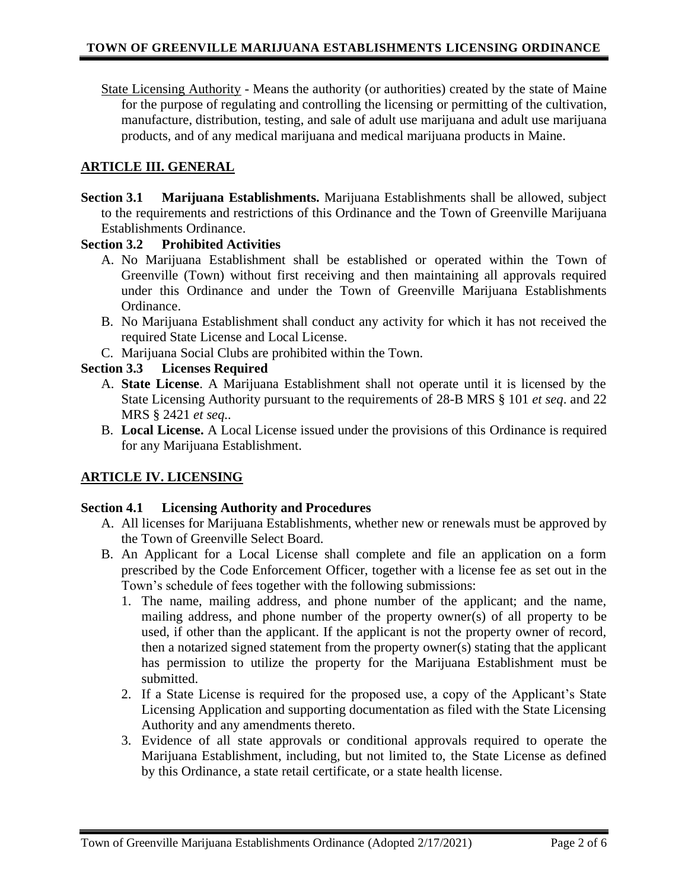<u>State Licensing Authority</u> - Means the authority (or authorities) created by the state of Maine for the purpose of regulating and controlling the licensing or permitting of the cultivation, manufacture, distribution, testing, and sale of adult use marijuana and adult use marijuana products, and of any medical marijuana and medical marijuana products in Maine.

## ARTICLE III. GENERAL

**Section 3.1 Marijuana Establishments.** Marijuana Establishments shall be allowed, subject to the requirements and restrictions of this Ordinance and the Town of Greenville Marijuana Establishments Ordinance.

**Section 3.2 Prohibited Activities**

A. No Marijuana Establishment shall be established or operated within the Town of Greenville (Town) without first receiving and then maintaining all approvals required under this Ordinance and under the Town of Greenville Marijuana Establishments Ordinance.

B. No Marijuana Establishment shall conduct any activity for which it has not received the required State License and Local License.

C. Marijuana Social Clubs are prohibited within the Town.

**Section 3.3 Licenses Required**

A. **State License**. A Marijuana Establishment shall not operate until it is licensed by the State Licensing Authority pursuant to the requirements of 28-B MRS § 101 *et seq*. and 22 MRS § 2421 *et seq.*.

B. **Local License.** A Local License issued under the provisions of this Ordinance is required for any Marijuana Establishment.

## ARTICLE IV. LICENSING

**Section 4.1 Licensing Authority and Procedures**

A. All licenses for Marijuana Establishments, whether new or renewals must be approved by the Town of Greenville Select Board.

B. An Applicant for a Local License shall complete and file an application on a form prescribed by the Code Enforcement Officer, together with a license fee as set out in the Town's schedule of fees together with the following submissions:

1. The name, mailing address, and phone number of the applicant; and the name, mailing address, and phone number of the property owner(s) of all property to be used, if other than the applicant. If the applicant is not the property owner of record, then a notarized signed statement from the property owner(s) stating that the applicant has permission to utilize the property for the Marijuana Establishment must be submitted.
2. If a State License is required for the proposed use, a copy of the Applicant's State Licensing Application and supporting documentation as filed with the State Licensing Authority and any amendments thereto.
3. Evidence of all state approvals or conditional approvals required to operate the Marijuana Establishment, including, but not limited to, the State License as defined by this Ordinance, a state retail certificate, or a state health license.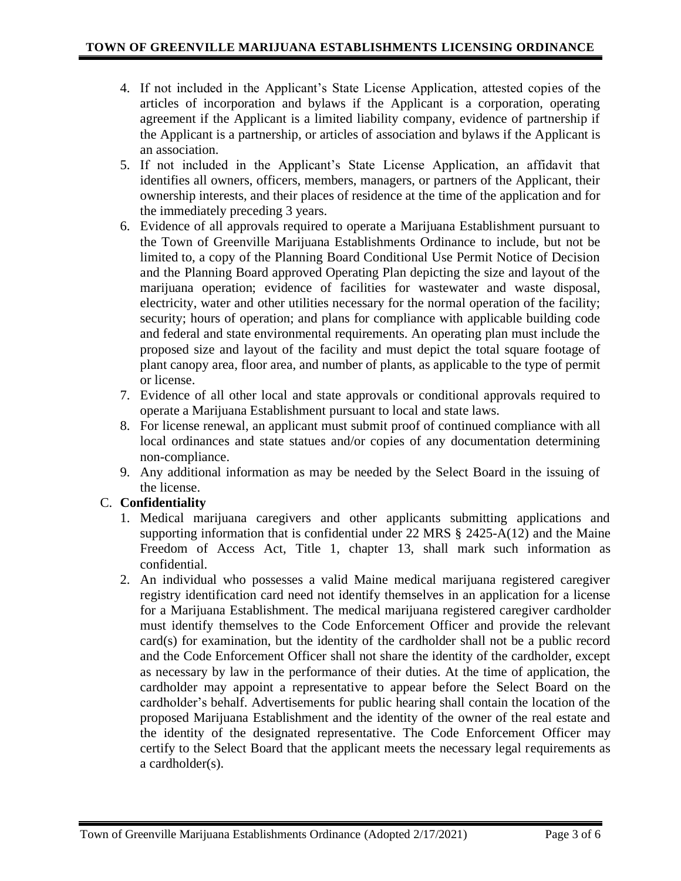4. If not included in the Applicant's State License Application, attested copies of the articles of incorporation and bylaws if the Applicant is a corporation, operating agreement if the Applicant is a limited liability company, evidence of partnership if the Applicant is a partnership, or articles of association and bylaws if the Applicant is an association.
5. If not included in the Applicant's State License Application, an affidavit that identifies all owners, officers, members, managers, or partners of the Applicant, their ownership interests, and their places of residence at the time of the application and for the immediately preceding 3 years.
6. Evidence of all approvals required to operate a Marijuana Establishment pursuant to the Town of Greenville Marijuana Establishments Ordinance to include, but not be limited to, a copy of the Planning Board Conditional Use Permit Notice of Decision and the Planning Board approved Operating Plan depicting the size and layout of the marijuana operation; evidence of facilities for wastewater and waste disposal, electricity, water and other utilities necessary for the normal operation of the facility; security; hours of operation; and plans for compliance with applicable building code and federal and state environmental requirements. An operating plan must include the proposed size and layout of the facility and must depict the total square footage of plant canopy area, floor area, and number of plants, as applicable to the type of permit or license.
7. Evidence of all other local and state approvals or conditional approvals required to operate a Marijuana Establishment pursuant to local and state laws.
8. For license renewal, an applicant must submit proof of continued compliance with all local ordinances and state statues and/or copies of any documentation determining non-compliance.
9. Any additional information as may be needed by the Select Board in the issuing of the license.

C. **Confidentiality**

1. Medical marijuana caregivers and other applicants submitting applications and supporting information that is confidential under 22 MRS § 2425-A(12) and the Maine Freedom of Access Act, Title 1, chapter 13, shall mark such information as confidential.
2. An individual who possesses a valid Maine medical marijuana registered caregiver registry identification card need not identify themselves in an application for a license for a Marijuana Establishment. The medical marijuana registered caregiver cardholder must identify themselves to the Code Enforcement Officer and provide the relevant card(s) for examination, but the identity of the cardholder shall not be a public record and the Code Enforcement Officer shall not share the identity of the cardholder, except as necessary by law in the performance of their duties. At the time of application, the cardholder may appoint a representative to appear before the Select Board on the cardholder's behalf. Advertisements for public hearing shall contain the location of the proposed Marijuana Establishment and the identity of the owner of the real estate and the identity of the designated representative. The Code Enforcement Officer may certify to the Select Board that the applicant meets the necessary legal requirements as a cardholder(s).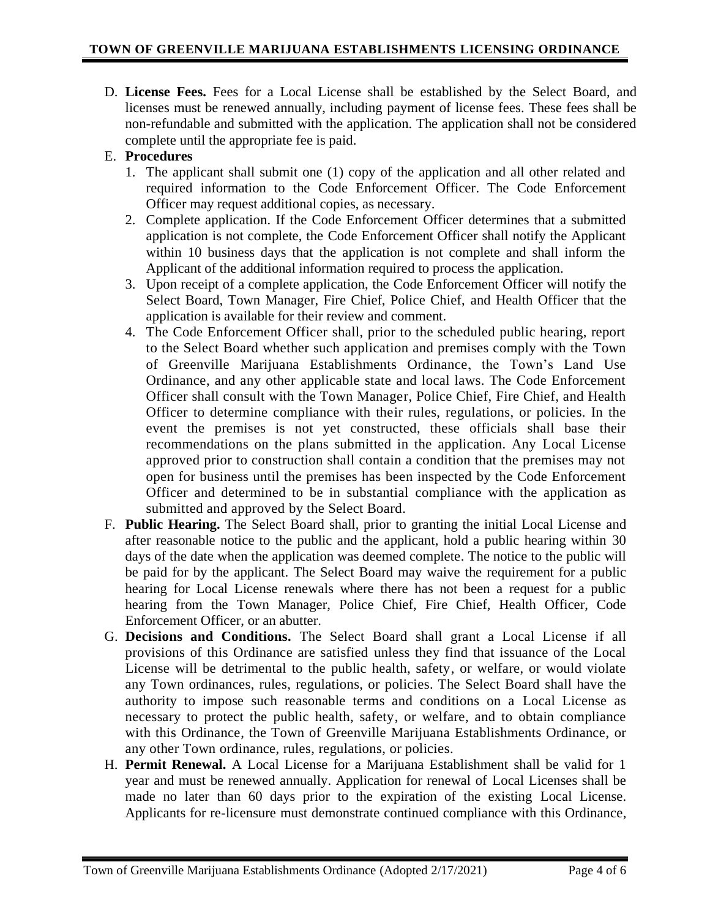D. **License Fees.** Fees for a Local License shall be established by the Select Board, and licenses must be renewed annually, including payment of license fees. These fees shall be non-refundable and submitted with the application. The application shall not be considered complete until the appropriate fee is paid.

E. **Procedures**

1. The applicant shall submit one (1) copy of the application and all other related and required information to the Code Enforcement Officer. The Code Enforcement Officer may request additional copies, as necessary.
2. Complete application. If the Code Enforcement Officer determines that a submitted application is not complete, the Code Enforcement Officer shall notify the Applicant within 10 business days that the application is not complete and shall inform the Applicant of the additional information required to process the application.
3. Upon receipt of a complete application, the Code Enforcement Officer will notify the Select Board, Town Manager, Fire Chief, Police Chief, and Health Officer that the application is available for their review and comment.
4. The Code Enforcement Officer shall, prior to the scheduled public hearing, report to the Select Board whether such application and premises comply with the Town of Greenville Marijuana Establishments Ordinance, the Town's Land Use Ordinance, and any other applicable state and local laws. The Code Enforcement Officer shall consult with the Town Manager, Police Chief, Fire Chief, and Health Officer to determine compliance with their rules, regulations, or policies. In the event the premises is not yet constructed, these officials shall base their recommendations on the plans submitted in the application. Any Local License approved prior to construction shall contain a condition that the premises may not open for business until the premises has been inspected by the Code Enforcement Officer and determined to be in substantial compliance with the application as submitted and approved by the Select Board.

F. **Public Hearing.** The Select Board shall, prior to granting the initial Local License and after reasonable notice to the public and the applicant, hold a public hearing within 30 days of the date when the application was deemed complete. The notice to the public will be paid for by the applicant. The Select Board may waive the requirement for a public hearing for Local License renewals where there has not been a request for a public hearing from the Town Manager, Police Chief, Fire Chief, Health Officer, Code Enforcement Officer, or an abutter.

G. **Decisions and Conditions.** The Select Board shall grant a Local License if all provisions of this Ordinance are satisfied unless they find that issuance of the Local License will be detrimental to the public health, safety, or welfare, or would violate any Town ordinances, rules, regulations, or policies. The Select Board shall have the authority to impose such reasonable terms and conditions on a Local License as necessary to protect the public health, safety, or welfare, and to obtain compliance with this Ordinance, the Town of Greenville Marijuana Establishments Ordinance, or any other Town ordinance, rules, regulations, or policies.

H. **Permit Renewal.** A Local License for a Marijuana Establishment shall be valid for 1 year and must be renewed annually. Application for renewal of Local Licenses shall be made no later than 60 days prior to the expiration of the existing Local License. Applicants for re-licensure must demonstrate continued compliance with this Ordinance,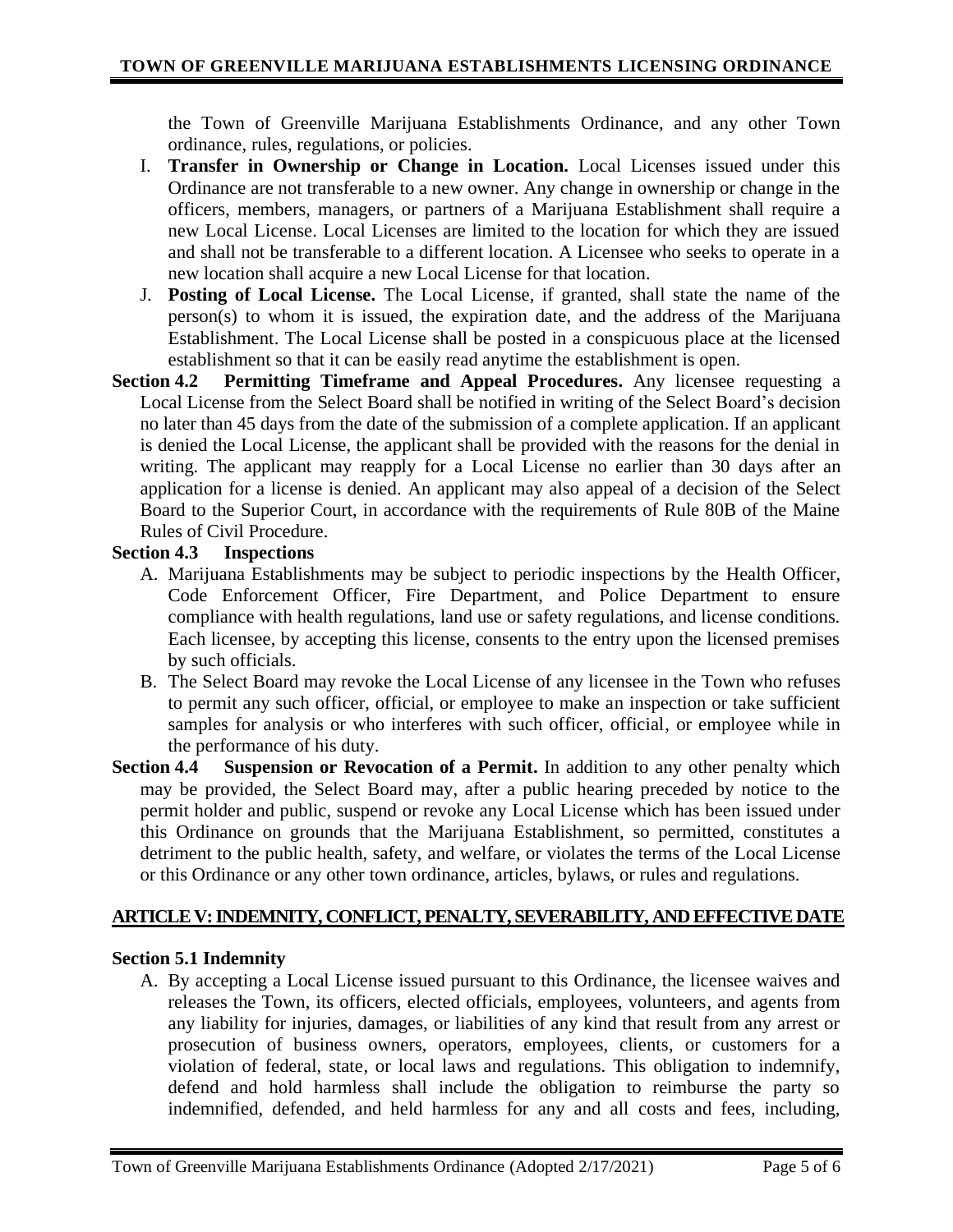the Town of Greenville Marijuana Establishments Ordinance, and any other Town ordinance, rules, regulations, or policies.

I. **Transfer in Ownership or Change in Location.** Local Licenses issued under this Ordinance are not transferable to a new owner. Any change in ownership or change in the officers, members, managers, or partners of a Marijuana Establishment shall require a new Local License. Local Licenses are limited to the location for which they are issued and shall not be transferable to a different location. A Licensee who seeks to operate in a new location shall acquire a new Local License for that location.

J. **Posting of Local License.** The Local License, if granted, shall state the name of the person(s) to whom it is issued, the expiration date, and the address of the Marijuana Establishment. The Local License shall be posted in a conspicuous place at the licensed establishment so that it can be easily read anytime the establishment is open.

**Section 4.2 Permitting Timeframe and Appeal Procedures.** Any licensee requesting a Local License from the Select Board shall be notified in writing of the Select Board's decision no later than 45 days from the date of the submission of a complete application. If an applicant is denied the Local License, the applicant shall be provided with the reasons for the denial in writing. The applicant may reapply for a Local License no earlier than 30 days after an application for a license is denied. An applicant may also appeal of a decision of the Select Board to the Superior Court, in accordance with the requirements of Rule 80B of the Maine Rules of Civil Procedure.

**Section 4.3 Inspections**

A. Marijuana Establishments may be subject to periodic inspections by the Health Officer, Code Enforcement Officer, Fire Department, and Police Department to ensure compliance with health regulations, land use or safety regulations, and license conditions. Each licensee, by accepting this license, consents to the entry upon the licensed premises by such officials.

B. The Select Board may revoke the Local License of any licensee in the Town who refuses to permit any such officer, official, or employee to make an inspection or take sufficient samples for analysis or who interferes with such officer, official, or employee while in the performance of his duty.

**Section 4.4 Suspension or Revocation of a Permit.** In addition to any other penalty which may be provided, the Select Board may, after a public hearing preceded by notice to the permit holder and public, suspend or revoke any Local License which has been issued under this Ordinance on grounds that the Marijuana Establishment, so permitted, constitutes a detriment to the public health, safety, and welfare, or violates the terms of the Local License or this Ordinance or any other town ordinance, articles, bylaws, or rules and regulations.

## ARTICLE V: INDEMNITY, CONFLICT, PENALTY, SEVERABILITY, AND EFFECTIVE DATE

**Section 5.1 Indemnity**

A. By accepting a Local License issued pursuant to this Ordinance, the licensee waives and releases the Town, its officers, elected officials, employees, volunteers, and agents from any liability for injuries, damages, or liabilities of any kind that result from any arrest or prosecution of business owners, operators, employees, clients, or customers for a violation of federal, state, or local laws and regulations. This obligation to indemnify, defend and hold harmless shall include the obligation to reimburse the party so indemnified, defended, and held harmless for any and all costs and fees, including,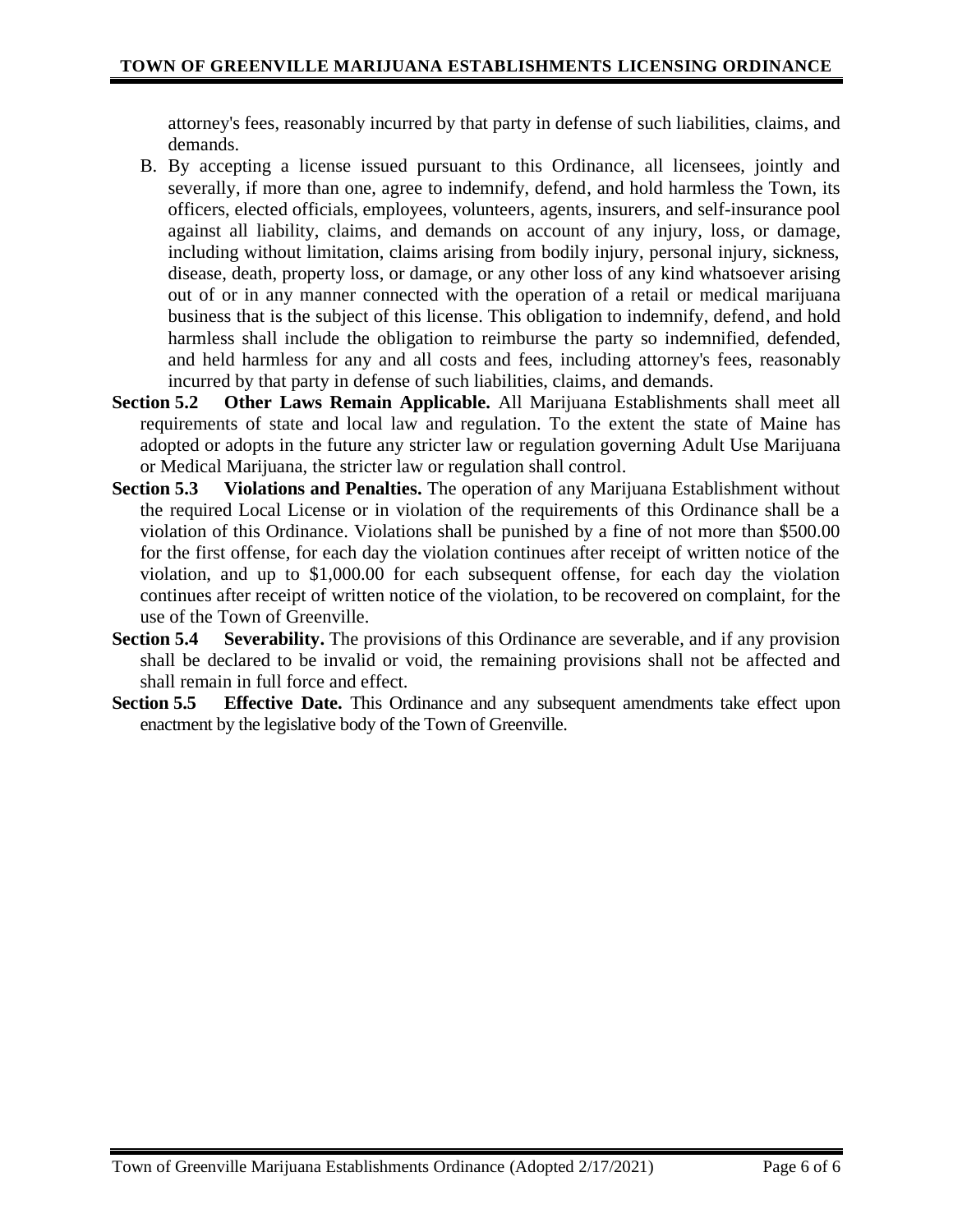attorney's fees, reasonably incurred by that party in defense of such liabilities, claims, and demands.

B. By accepting a license issued pursuant to this Ordinance, all licensees, jointly and severally, if more than one, agree to indemnify, defend, and hold harmless the Town, its officers, elected officials, employees, volunteers, agents, insurers, and self-insurance pool against all liability, claims, and demands on account of any injury, loss, or damage, including without limitation, claims arising from bodily injury, personal injury, sickness, disease, death, property loss, or damage, or any other loss of any kind whatsoever arising out of or in any manner connected with the operation of a retail or medical marijuana business that is the subject of this license. This obligation to indemnify, defend, and hold harmless shall include the obligation to reimburse the party so indemnified, defended, and held harmless for any and all costs and fees, including attorney's fees, reasonably incurred by that party in defense of such liabilities, claims, and demands.

**Section 5.2 Other Laws Remain Applicable.** All Marijuana Establishments shall meet all requirements of state and local law and regulation. To the extent the state of Maine has adopted or adopts in the future any stricter law or regulation governing Adult Use Marijuana or Medical Marijuana, the stricter law or regulation shall control.

**Section 5.3 Violations and Penalties.** The operation of any Marijuana Establishment without the required Local License or in violation of the requirements of this Ordinance shall be a violation of this Ordinance. Violations shall be punished by a fine of not more than $500.00 for the first offense, for each day the violation continues after receipt of written notice of the violation, and up to $1,000.00 for each subsequent offense, for each day the violation continues after receipt of written notice of the violation, to be recovered on complaint, for the use of the Town of Greenville.

**Section 5.4 Severability.** The provisions of this Ordinance are severable, and if any provision shall be declared to be invalid or void, the remaining provisions shall not be affected and shall remain in full force and effect.

**Section 5.5 Effective Date.** This Ordinance and any subsequent amendments take effect upon enactment by the legislative body of the Town of Greenville.